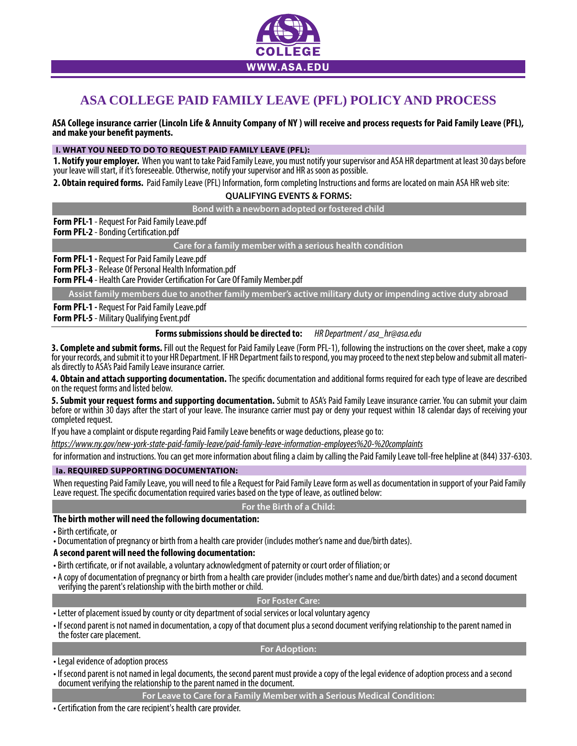COLLEGE

WWW.ASA.EDU

# ASA COLLEGE PAID FAMILY LEAVE (PFL) POLICY AND PROCESS

**ASA College insurance carrier (Lincoln Life & Annuity Company of NY ) will receive and process requests for Paid Family Leave (PFL), and make your benefit payments.**

## I. WHAT YOU NEED TO DO TO REQUEST PAID FAMILY LEAVE (PFL):

**1. Notify your employer.** When you want to take Paid Family Leave, you must notify your supervisor and ASA HR department at least 30 days before your leave will start, if it's foreseeable. Otherwise, notify your supervisor and HR as soon as possible.

**2. Obtain required forms.** Paid Family Leave (PFL) Information, form completing Instructions and forms are located on main ASA HR web site:

### QUALIFYING EVENTS & FORMS:

**Bond with a newborn adopted or fostered child**

**Form PFL-1** - Request For Paid Family Leave.pdf
**Form PFL-2** - Bonding Certification.pdf

**Care for a family member with a serious health condition**

**Form PFL-1 -** Request For Paid Family Leave.pdf
**Form PFL-3** - Release Of Personal Health Information.pdf
**Form PFL-4** - Health Care Provider Certification For Care Of Family Member.pdf

**Assist family members due to another family member's active military duty or impending active duty abroad**

**Form PFL-1 -** Request For Paid Family Leave.pdf
**Form PFL-5** - Military Qualifying Event.pdf

**Forms submissions should be directed to:** *HR Department / asa_hr@asa.edu*

**3. Complete and submit forms.** Fill out the Request for Paid Family Leave (Form PFL-1), following the instructions on the cover sheet, make a copy for your records, and submit it to your HR Department. IF HR Department fails to respond, you may proceed to the next step below and submit all materials directly to ASA's Paid Family Leave insurance carrier.

**4. Obtain and attach supporting documentation.** The specific documentation and additional forms required for each type of leave are described on the request forms and listed below.

**5. Submit your request forms and supporting documentation.** Submit to ASA's Paid Family Leave insurance carrier. You can submit your claim before or within 30 days after the start of your leave. The insurance carrier must pay or deny your request within 18 calendar days of receiving your completed request.

If you have a complaint or dispute regarding Paid Family Leave benefits or wage deductions, please go to:

*https://www.ny.gov/new-york-state-paid-family-leave/paid-family-leave-information-employees%20-%20complaints*

for information and instructions. You can get more information about filing a claim by calling the Paid Family Leave toll-free helpline at (844) 337-6303.

## Ia. REQUIRED SUPPORTING DOCUMENTATION:

When requesting Paid Family Leave, you will need to file a Request for Paid Family Leave form as well as documentation in support of your Paid Family Leave request. The specific documentation required varies based on the type of leave, as outlined below:

### For the Birth of a Child:

**The birth mother will need the following documentation:**

- Birth certificate, or
- Documentation of pregnancy or birth from a health care provider (includes mother's name and due/birth dates).

**A second parent will need the following documentation:**

- Birth certificate, or if not available, a voluntary acknowledgment of paternity or court order of filiation; or
- A copy of documentation of pregnancy or birth from a health care provider (includes mother's name and due/birth dates) and a second document verifying the parent's relationship with the birth mother or child.

### For Foster Care:

- Letter of placement issued by county or city department of social services or local voluntary agency
- If second parent is not named in documentation, a copy of that document plus a second document verifying relationship to the parent named in the foster care placement.

### For Adoption:

- Legal evidence of adoption process
- If second parent is not named in legal documents, the second parent must provide a copy of the legal evidence of adoption process and a second document verifying the relationship to the parent named in the document.

### For Leave to Care for a Family Member with a Serious Medical Condition:

- Certification from the care recipient's health care provider.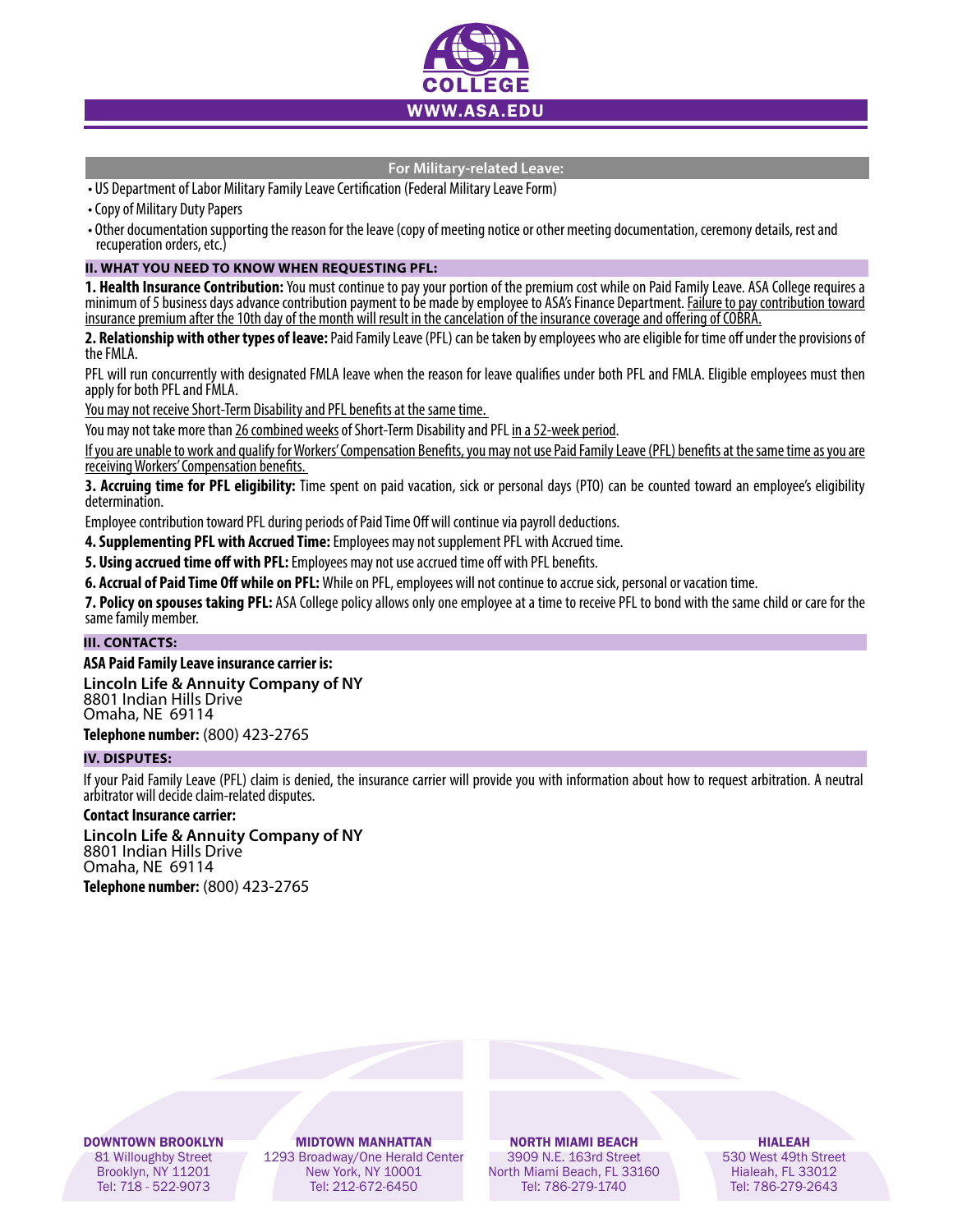### For Military-related Leave:

- US Department of Labor Military Family Leave Certification (Federal Military Leave Form)
- Copy of Military Duty Papers
- Other documentation supporting the reason for the leave (copy of meeting notice or other meeting documentation, ceremony details, rest and recuperation orders, etc.)

## II. WHAT YOU NEED TO KNOW WHEN REQUESTING PFL:

**1. Health Insurance Contribution:** You must continue to pay your portion of the premium cost while on Paid Family Leave. ASA College requires a minimum of 5 business days advance contribution payment to be made by employee to ASA's Finance Department. Failure to pay contribution toward insurance premium after the 10th day of the month will result in the cancelation of the insurance coverage and offering of COBRA.

**2. Relationship with other types of leave:** Paid Family Leave (PFL) can be taken by employees who are eligible for time off under the provisions of the FMLA.

PFL will run concurrently with designated FMLA leave when the reason for leave qualifies under both PFL and FMLA. Eligible employees must then apply for both PFL and FMLA.

You may not receive Short-Term Disability and PFL benefits at the same time.

You may not take more than 26 combined weeks of Short-Term Disability and PFL in a 52-week period.

If you are unable to work and qualify for Workers' Compensation Benefits, you may not use Paid Family Leave (PFL) benefits at the same time as you are receiving Workers' Compensation benefits.

**3. Accruing time for PFL eligibility:** Time spent on paid vacation, sick or personal days (PTO) can be counted toward an employee's eligibility determination.

Employee contribution toward PFL during periods of Paid Time Off will continue via payroll deductions.

**4. Supplementing PFL with Accrued Time:** Employees may not supplement PFL with Accrued time.

**5. Using accrued time off with PFL:** Employees may not use accrued time off with PFL benefits.

**6. Accrual of Paid Time Off while on PFL:** While on PFL, employees will not continue to accrue sick, personal or vacation time.

**7. Policy on spouses taking PFL:** ASA College policy allows only one employee at a time to receive PFL to bond with the same child or care for the same family member.

## III. CONTACTS:

**ASA Paid Family Leave insurance carrier is:**

**Lincoln Life & Annuity Company of NY**
8801 Indian Hills Drive
Omaha, NE 69114

**Telephone number:** (800) 423-2765

## IV. DISPUTES:

If your Paid Family Leave (PFL) claim is denied, the insurance carrier will provide you with information about how to request arbitration. A neutral arbitrator will decide claim-related disputes.

**Contact Insurance carrier:**

**Lincoln Life & Annuity Company of NY**
8801 Indian Hills Drive
Omaha, NE 69114

**Telephone number:** (800) 423-2765